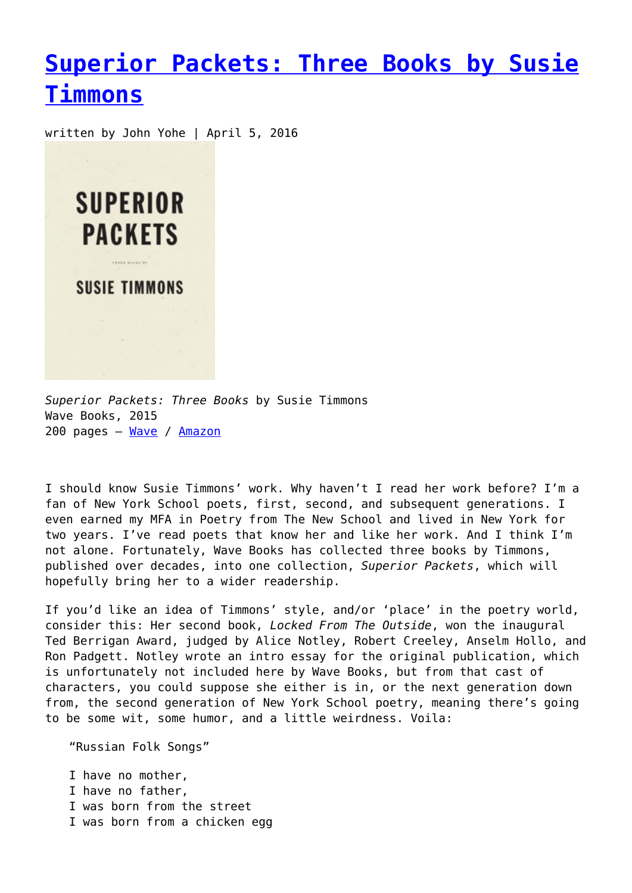# [Superior Packets: Three Books by Susie Timmons]

written by John Yohe | April 5, 2016

*Superior Packets: Three Books* by Susie Timmons
Wave Books, 2015
200 pages – [Wave] / [Amazon]

I should know Susie Timmons' work. Why haven't I read her work before? I'm a fan of New York School poets, first, second, and subsequent generations. I even earned my MFA in Poetry from The New School and lived in New York for two years. I've read poets that know her and like her work. And I think I'm not alone. Fortunately, Wave Books has collected three books by Timmons, published over decades, into one collection, *Superior Packets*, which will hopefully bring her to a wider readership.

If you'd like an idea of Timmons' style, and/or 'place' in the poetry world, consider this: Her second book, *Locked From The Outside*, won the inaugural Ted Berrigan Award, judged by Alice Notley, Robert Creeley, Anselm Hollo, and Ron Padgett. Notley wrote an intro essay for the original publication, which is unfortunately not included here by Wave Books, but from that cast of characters, you could suppose she either is in, or the next generation down from, the second generation of New York School poetry, meaning there's going to be some wit, some humor, and a little weirdness. Voila:

> "Russian Folk Songs"
>
> I have no mother,
> I have no father,
> I was born from the street
> I was born from a chicken egg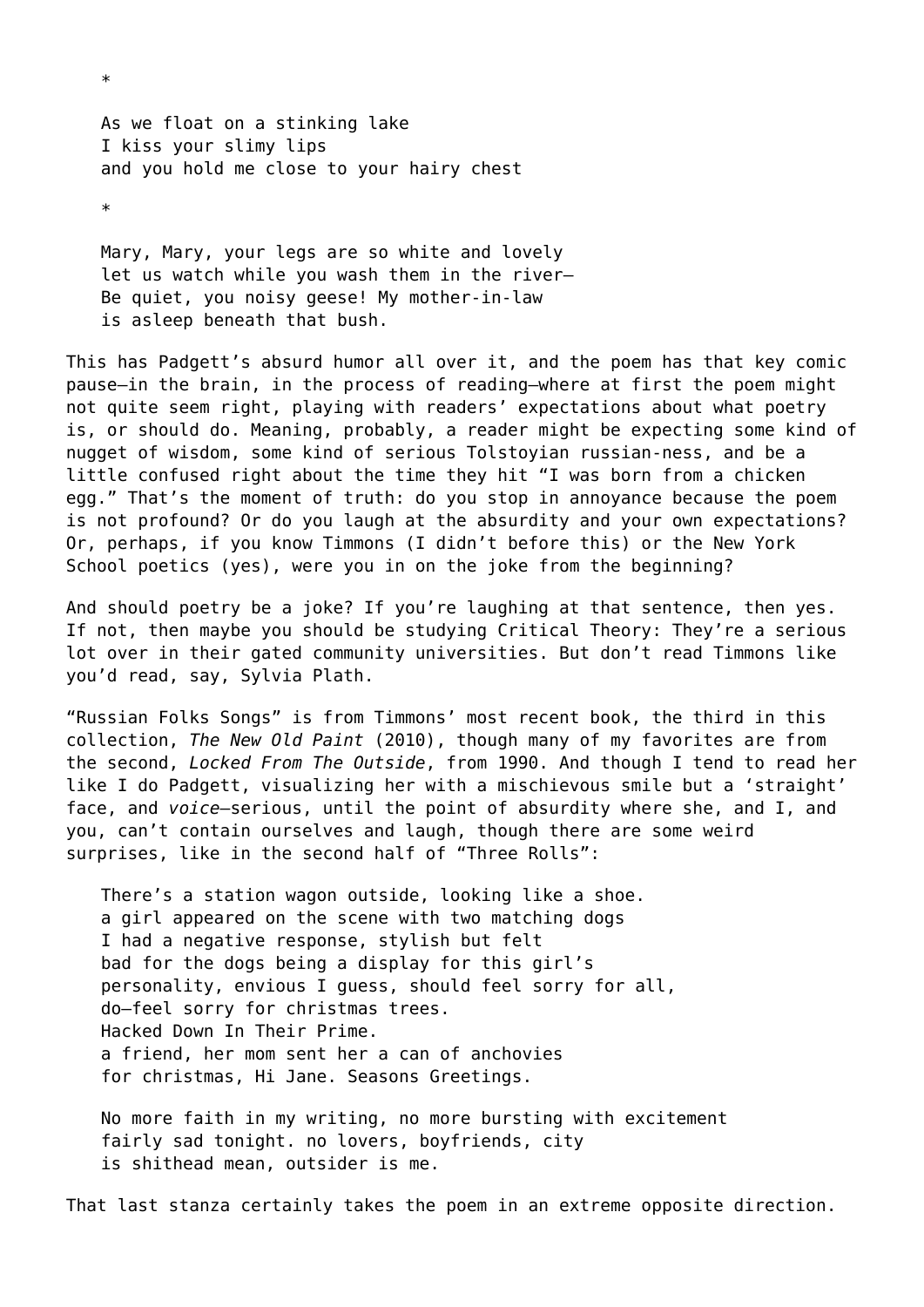*

As we float on a stinking lake  
I kiss your slimy lips  
and you hold me close to your hairy chest

*

Mary, Mary, your legs are so white and lovely  
let us watch while you wash them in the river—  
Be quiet, you noisy geese! My mother-in-law  
is asleep beneath that bush.

This has Padgett's absurd humor all over it, and the poem has that key comic pause—in the brain, in the process of reading—where at first the poem might not quite seem right, playing with readers' expectations about what poetry is, or should do. Meaning, probably, a reader might be expecting some kind of nugget of wisdom, some kind of serious Tolstoyian russian-ness, and be a little confused right about the time they hit "I was born from a chicken egg." That's the moment of truth: do you stop in annoyance because the poem is not profound? Or do you laugh at the absurdity and your own expectations? Or, perhaps, if you know Timmons (I didn't before this) or the New York School poetics (yes), were you in on the joke from the beginning?

And should poetry be a joke? If you're laughing at that sentence, then yes. If not, then maybe you should be studying Critical Theory: They're a serious lot over in their gated community universities. But don't read Timmons like you'd read, say, Sylvia Plath.

"Russian Folks Songs" is from Timmons' most recent book, the third in this collection, *The New Old Paint* (2010), though many of my favorites are from the second, *Locked From The Outside*, from 1990. And though I tend to read her like I do Padgett, visualizing her with a mischievous smile but a 'straight' face, and *voice*—serious, until the point of absurdity where she, and I, and you, can't contain ourselves and laugh, though there are some weird surprises, like in the second half of "Three Rolls":

There's a station wagon outside, looking like a shoe.  
a girl appeared on the scene with two matching dogs  
I had a negative response, stylish but felt  
bad for the dogs being a display for this girl's  
personality, envious I guess, should feel sorry for all,  
do—feel sorry for christmas trees.  
Hacked Down In Their Prime.  
a friend, her mom sent her a can of anchovies  
for christmas, Hi Jane. Seasons Greetings.

No more faith in my writing, no more bursting with excitement  
fairly sad tonight. no lovers, boyfriends, city  
is shithead mean, outsider is me.

That last stanza certainly takes the poem in an extreme opposite direction.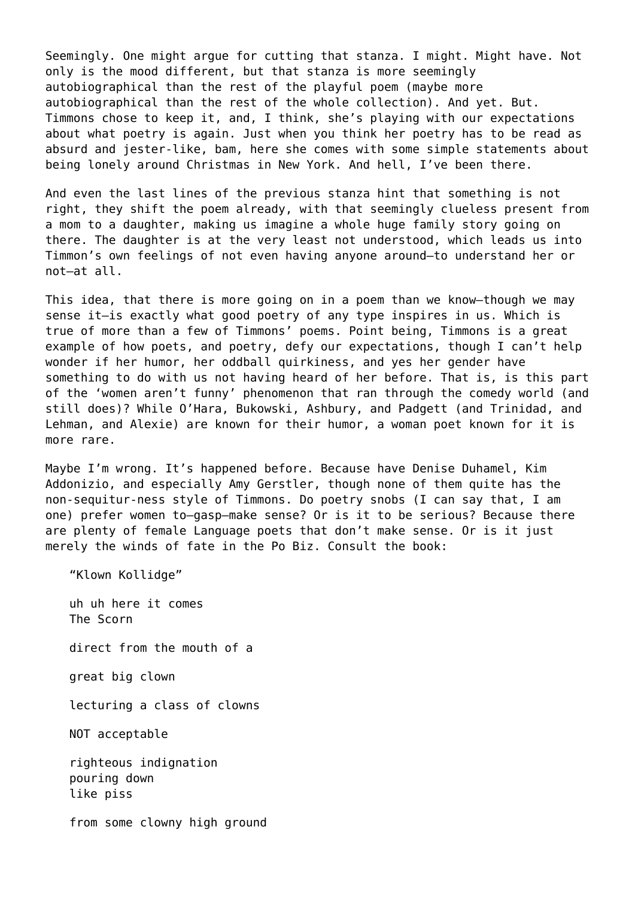Seemingly. One might argue for cutting that stanza. I might. Might have. Not only is the mood different, but that stanza is more seemingly autobiographical than the rest of the playful poem (maybe more autobiographical than the rest of the whole collection). And yet. But. Timmons chose to keep it, and, I think, she's playing with our expectations about what poetry is again. Just when you think her poetry has to be read as absurd and jester-like, bam, here she comes with some simple statements about being lonely around Christmas in New York. And hell, I've been there.

And even the last lines of the previous stanza hint that something is not right, they shift the poem already, with that seemingly clueless present from a mom to a daughter, making us imagine a whole huge family story going on there. The daughter is at the very least not understood, which leads us into Timmon's own feelings of not even having anyone around—to understand her or not—at all.

This idea, that there is more going on in a poem than we know—though we may sense it—is exactly what good poetry of any type inspires in us. Which is true of more than a few of Timmons' poems. Point being, Timmons is a great example of how poets, and poetry, defy our expectations, though I can't help wonder if her humor, her oddball quirkiness, and yes her gender have something to do with us not having heard of her before. That is, is this part of the 'women aren't funny' phenomenon that ran through the comedy world (and still does)? While O'Hara, Bukowski, Ashbury, and Padgett (and Trinidad, and Lehman, and Alexie) are known for their humor, a woman poet known for it is more rare.

Maybe I'm wrong. It's happened before. Because have Denise Duhamel, Kim Addonizio, and especially Amy Gerstler, though none of them quite has the non-sequitur-ness style of Timmons. Do poetry snobs (I can say that, I am one) prefer women to—gasp—make sense? Or is it to be serious? Because there are plenty of female Language poets that don't make sense. Or is it just merely the winds of fate in the Po Biz. Consult the book:

> "Klown Kollidge"
>
> uh uh here it comes  
> The Scorn
>
> direct from the mouth of a
>
> great big clown
>
> lecturing a class of clowns
>
> NOT acceptable
>
> righteous indignation  
> pouring down  
> like piss
>
> from some clowny high ground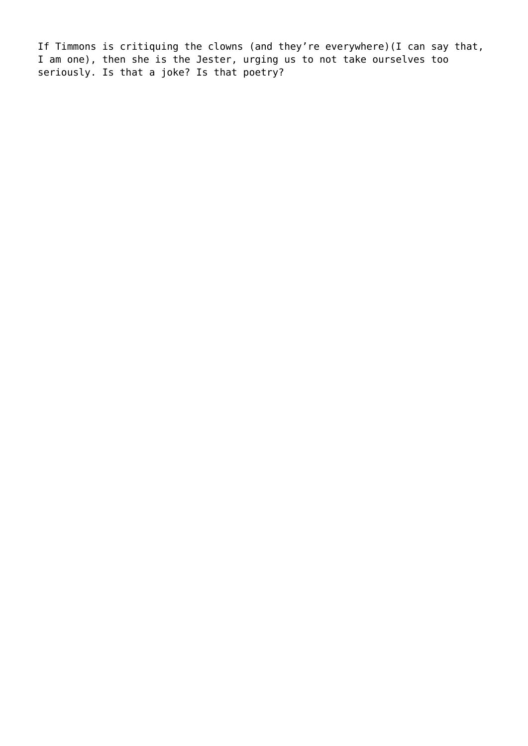If Timmons is critiquing the clowns (and they’re everywhere)(I can say that, I am one), then she is the Jester, urging us to not take ourselves too seriously. Is that a joke? Is that poetry?